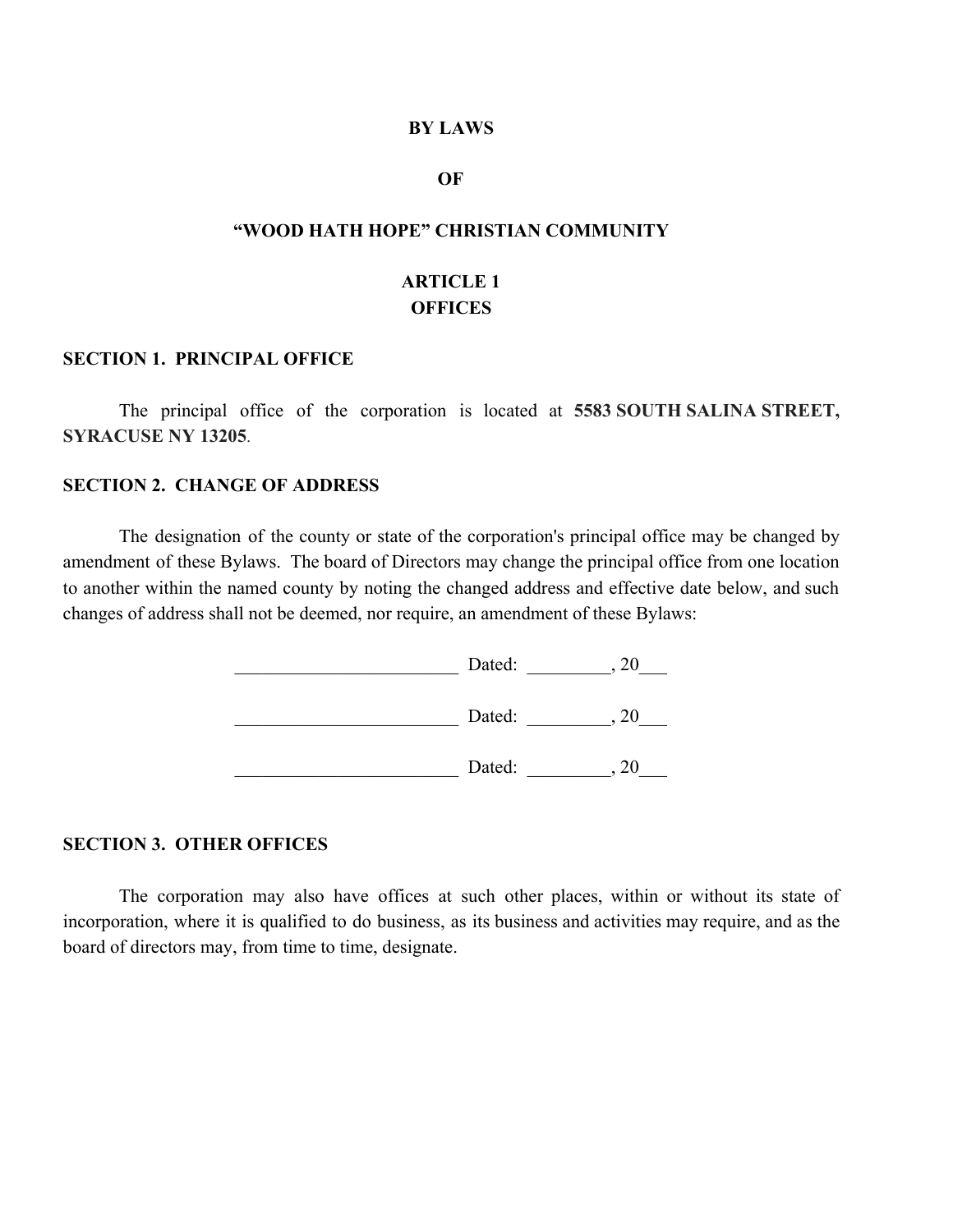# BY LAWS

# OF

# "WOOD HATH HOPE" CHRISTIAN COMMUNITY

## ARTICLE 1
## OFFICES

### SECTION 1. PRINCIPAL OFFICE

The principal office of the corporation is located at **5583 SOUTH SALINA STREET, SYRACUSE NY 13205**.

### SECTION 2. CHANGE OF ADDRESS

The designation of the county or state of the corporation's principal office may be changed by amendment of these Bylaws. The board of Directors may change the principal office from one location to another within the named county by noting the changed address and effective date below, and such changes of address shall not be deemed, nor require, an amendment of these Bylaws:

________________________ Dated: _________, 20___

________________________ Dated: _________, 20___

________________________ Dated: _________, 20___

### SECTION 3. OTHER OFFICES

The corporation may also have offices at such other places, within or without its state of incorporation, where it is qualified to do business, as its business and activities may require, and as the board of directors may, from time to time, designate.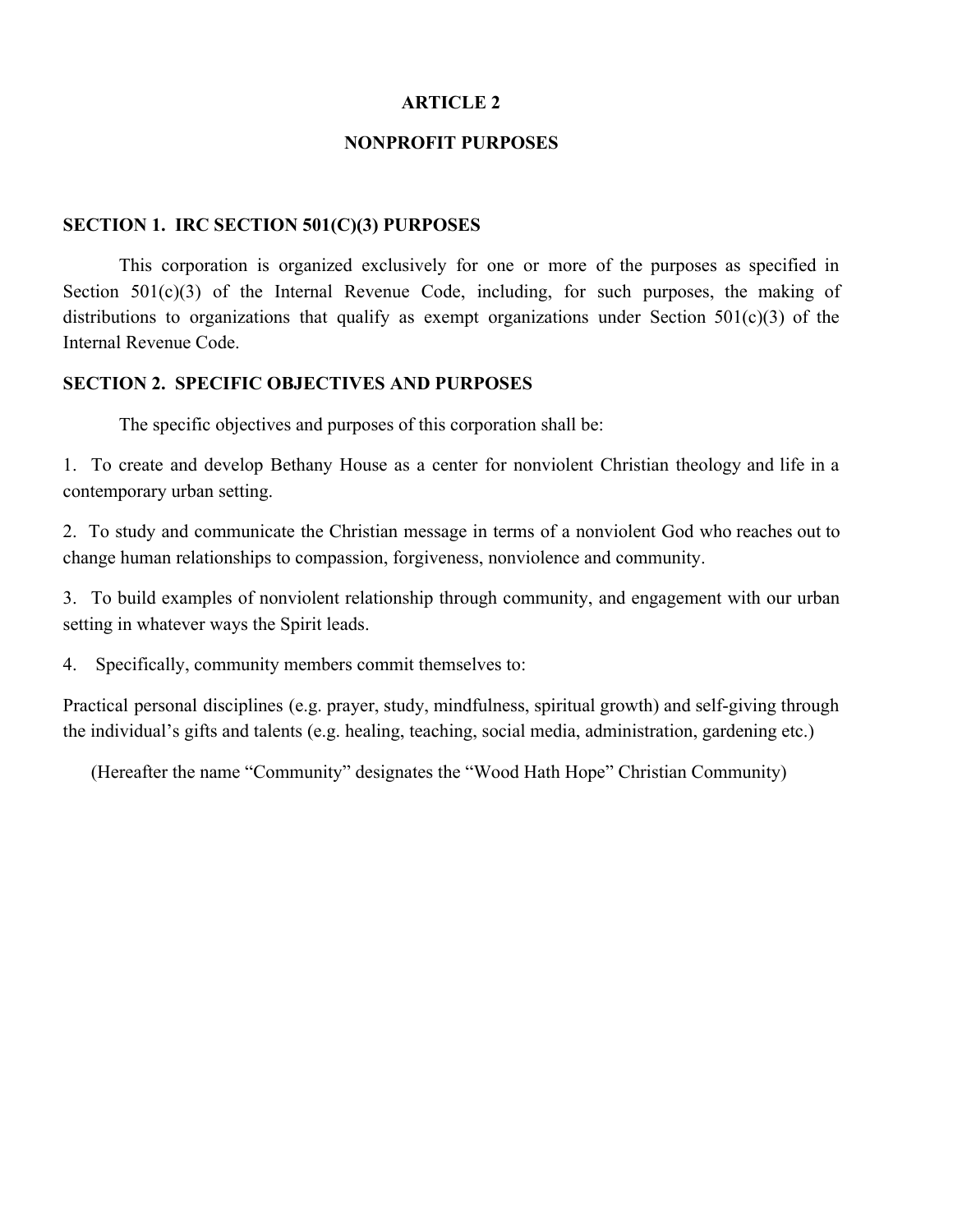# ARTICLE 2

# NONPROFIT PURPOSES

## SECTION 1. IRC SECTION 501(C)(3) PURPOSES

This corporation is organized exclusively for one or more of the purposes as specified in Section 501(c)(3) of the Internal Revenue Code, including, for such purposes, the making of distributions to organizations that qualify as exempt organizations under Section 501(c)(3) of the Internal Revenue Code.

## SECTION 2. SPECIFIC OBJECTIVES AND PURPOSES

The specific objectives and purposes of this corporation shall be:

1. To create and develop Bethany House as a center for nonviolent Christian theology and life in a contemporary urban setting.

2. To study and communicate the Christian message in terms of a nonviolent God who reaches out to change human relationships to compassion, forgiveness, nonviolence and community.

3. To build examples of nonviolent relationship through community, and engagement with our urban setting in whatever ways the Spirit leads.

4. Specifically, community members commit themselves to:

Practical personal disciplines (e.g. prayer, study, mindfulness, spiritual growth) and self-giving through the individual's gifts and talents (e.g. healing, teaching, social media, administration, gardening etc.)

(Hereafter the name "Community" designates the "Wood Hath Hope" Christian Community)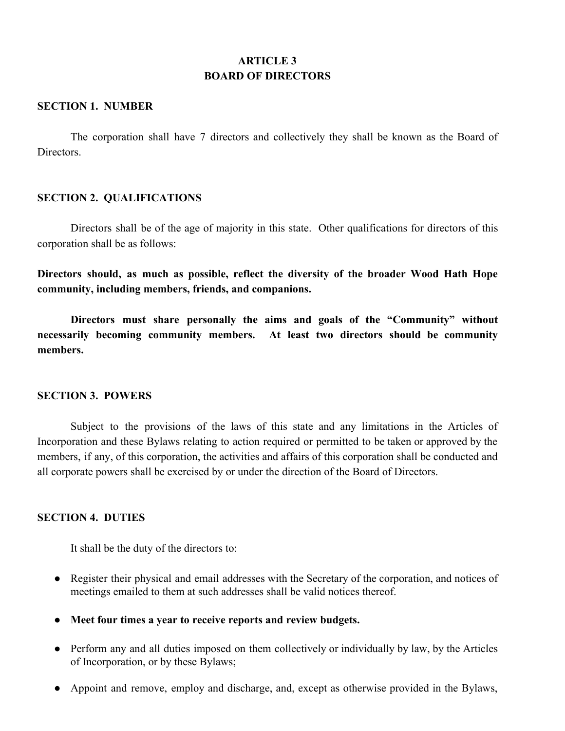# ARTICLE 3
# BOARD OF DIRECTORS

## SECTION 1. NUMBER

The corporation shall have 7 directors and collectively they shall be known as the Board of Directors.

## SECTION 2. QUALIFICATIONS

Directors shall be of the age of majority in this state. Other qualifications for directors of this corporation shall be as follows:

**Directors should, as much as possible, reflect the diversity of the broader Wood Hath Hope community, including members, friends, and companions.**

**Directors must share personally the aims and goals of the "Community" without necessarily becoming community members. At least two directors should be community members.**

## SECTION 3. POWERS

Subject to the provisions of the laws of this state and any limitations in the Articles of Incorporation and these Bylaws relating to action required or permitted to be taken or approved by the members, if any, of this corporation, the activities and affairs of this corporation shall be conducted and all corporate powers shall be exercised by or under the direction of the Board of Directors.

## SECTION 4. DUTIES

It shall be the duty of the directors to:

- Register their physical and email addresses with the Secretary of the corporation, and notices of meetings emailed to them at such addresses shall be valid notices thereof.
- **Meet four times a year to receive reports and review budgets.**
- Perform any and all duties imposed on them collectively or individually by law, by the Articles of Incorporation, or by these Bylaws;
- Appoint and remove, employ and discharge, and, except as otherwise provided in the Bylaws,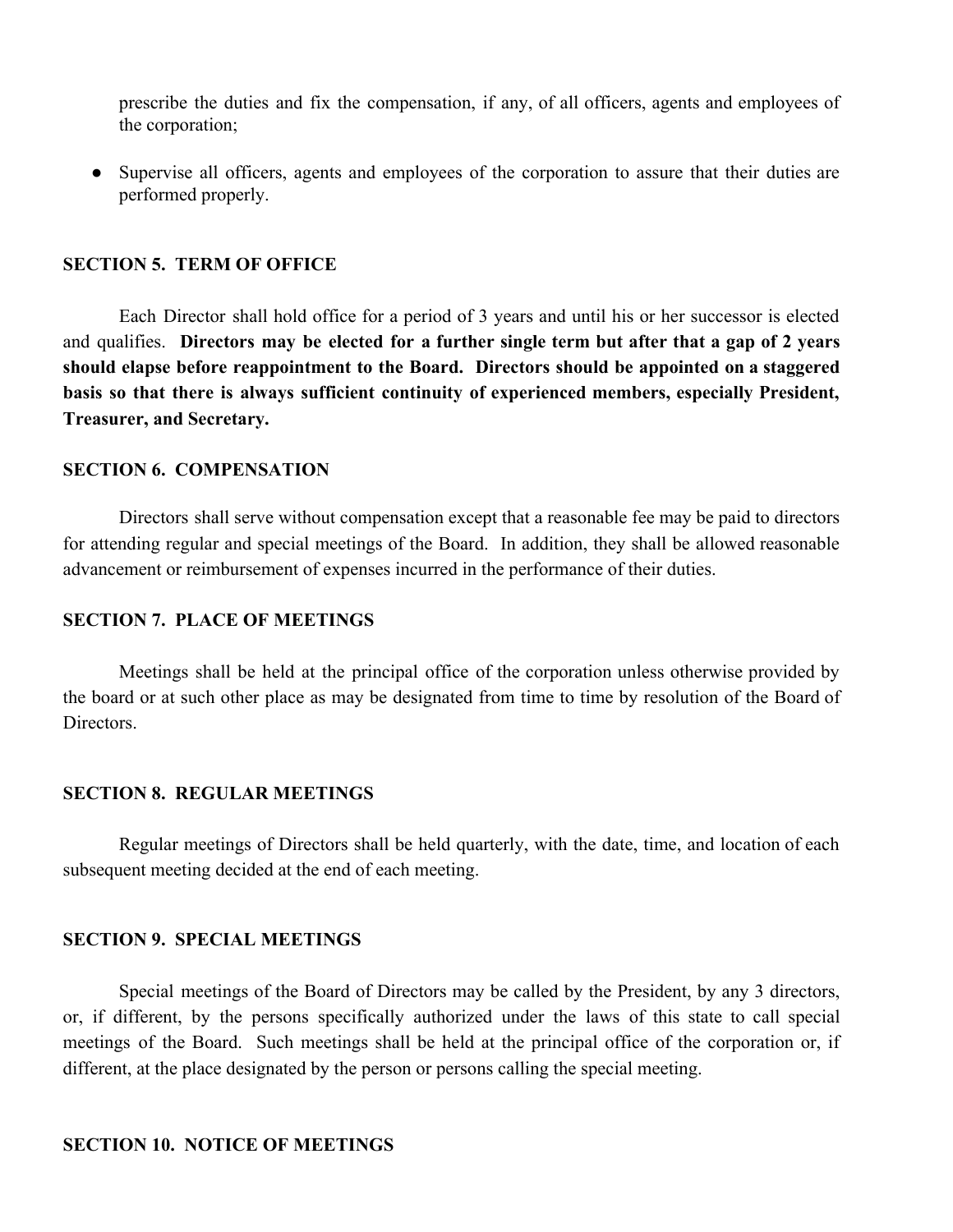prescribe the duties and fix the compensation, if any, of all officers, agents and employees of the corporation;

- Supervise all officers, agents and employees of the corporation to assure that their duties are performed properly.

**SECTION 5. TERM OF OFFICE**

Each Director shall hold office for a period of 3 years and until his or her successor is elected and qualifies. **Directors may be elected for a further single term but after that a gap of 2 years should elapse before reappointment to the Board. Directors should be appointed on a staggered basis so that there is always sufficient continuity of experienced members, especially President, Treasurer, and Secretary.**

**SECTION 6. COMPENSATION**

Directors shall serve without compensation except that a reasonable fee may be paid to directors for attending regular and special meetings of the Board. In addition, they shall be allowed reasonable advancement or reimbursement of expenses incurred in the performance of their duties.

**SECTION 7. PLACE OF MEETINGS**

Meetings shall be held at the principal office of the corporation unless otherwise provided by the board or at such other place as may be designated from time to time by resolution of the Board of Directors.

**SECTION 8. REGULAR MEETINGS**

Regular meetings of Directors shall be held quarterly, with the date, time, and location of each subsequent meeting decided at the end of each meeting.

**SECTION 9. SPECIAL MEETINGS**

Special meetings of the Board of Directors may be called by the President, by any 3 directors, or, if different, by the persons specifically authorized under the laws of this state to call special meetings of the Board. Such meetings shall be held at the principal office of the corporation or, if different, at the place designated by the person or persons calling the special meeting.

**SECTION 10. NOTICE OF MEETINGS**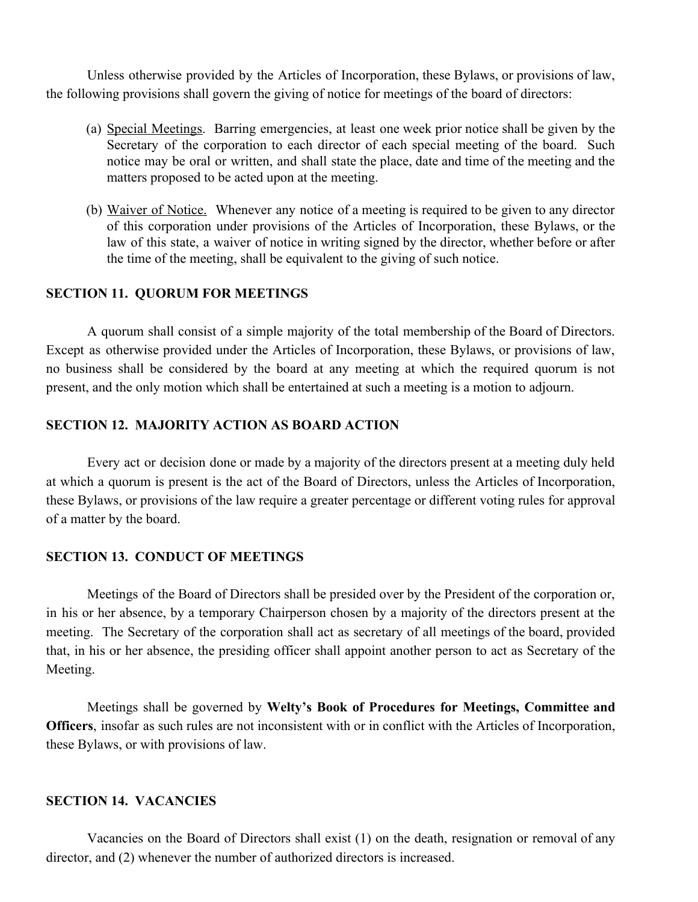Unless otherwise provided by the Articles of Incorporation, these Bylaws, or provisions of law, the following provisions shall govern the giving of notice for meetings of the board of directors:

(a) Special Meetings. Barring emergencies, at least one week prior notice shall be given by the Secretary of the corporation to each director of each special meeting of the board. Such notice may be oral or written, and shall state the place, date and time of the meeting and the matters proposed to be acted upon at the meeting.

(b) Waiver of Notice. Whenever any notice of a meeting is required to be given to any director of this corporation under provisions of the Articles of Incorporation, these Bylaws, or the law of this state, a waiver of notice in writing signed by the director, whether before or after the time of the meeting, shall be equivalent to the giving of such notice.

### SECTION 11. QUORUM FOR MEETINGS

A quorum shall consist of a simple majority of the total membership of the Board of Directors. Except as otherwise provided under the Articles of Incorporation, these Bylaws, or provisions of law, no business shall be considered by the board at any meeting at which the required quorum is not present, and the only motion which shall be entertained at such a meeting is a motion to adjourn.

### SECTION 12. MAJORITY ACTION AS BOARD ACTION

Every act or decision done or made by a majority of the directors present at a meeting duly held at which a quorum is present is the act of the Board of Directors, unless the Articles of Incorporation, these Bylaws, or provisions of the law require a greater percentage or different voting rules for approval of a matter by the board.

### SECTION 13. CONDUCT OF MEETINGS

Meetings of the Board of Directors shall be presided over by the President of the corporation or, in his or her absence, by a temporary Chairperson chosen by a majority of the directors present at the meeting. The Secretary of the corporation shall act as secretary of all meetings of the board, provided that, in his or her absence, the presiding officer shall appoint another person to act as Secretary of the Meeting.

Meetings shall be governed by **Welty's Book of Procedures for Meetings, Committee and Officers**, insofar as such rules are not inconsistent with or in conflict with the Articles of Incorporation, these Bylaws, or with provisions of law.

### SECTION 14. VACANCIES

Vacancies on the Board of Directors shall exist (1) on the death, resignation or removal of any director, and (2) whenever the number of authorized directors is increased.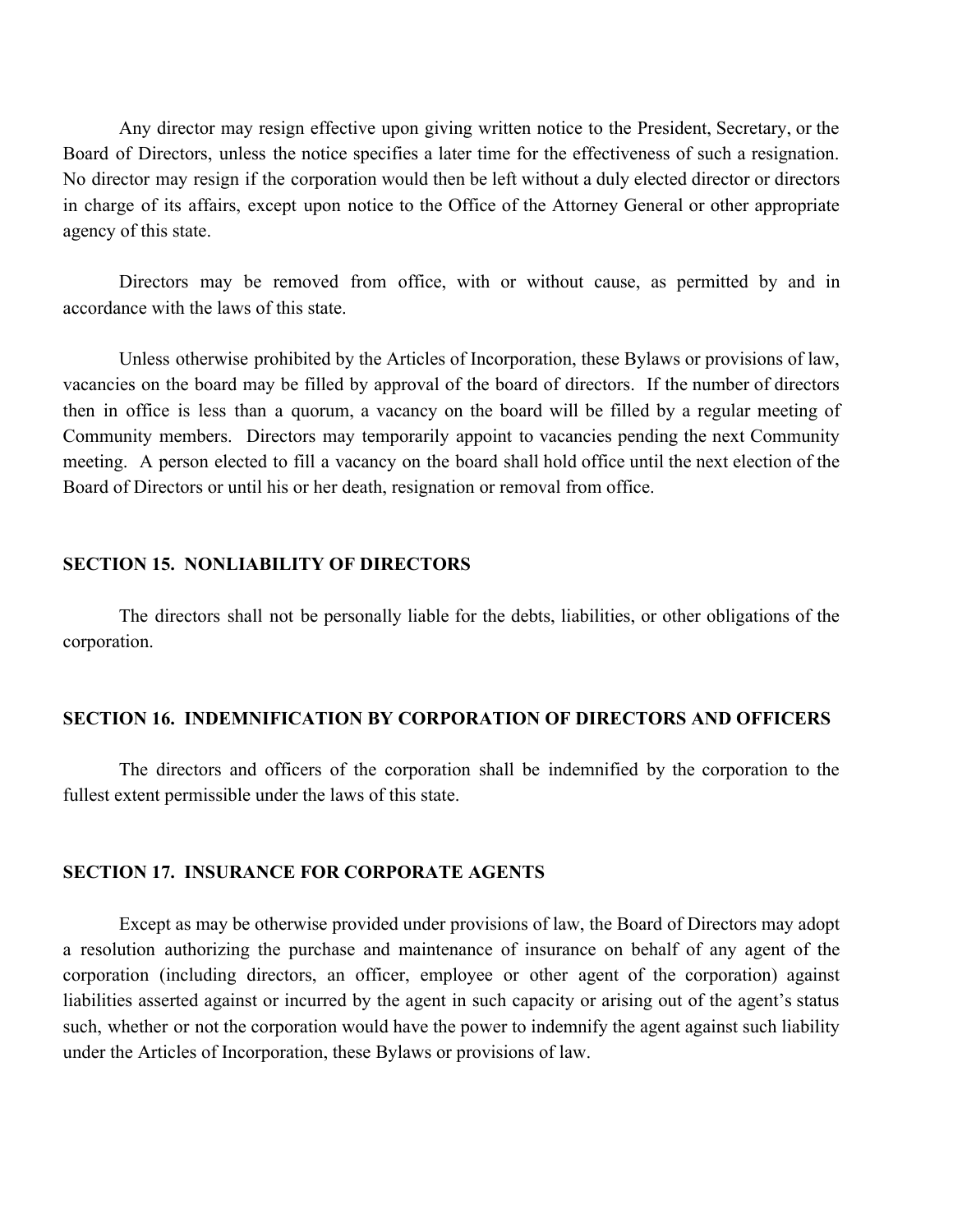Any director may resign effective upon giving written notice to the President, Secretary, or the Board of Directors, unless the notice specifies a later time for the effectiveness of such a resignation. No director may resign if the corporation would then be left without a duly elected director or directors in charge of its affairs, except upon notice to the Office of the Attorney General or other appropriate agency of this state.

Directors may be removed from office, with or without cause, as permitted by and in accordance with the laws of this state.

Unless otherwise prohibited by the Articles of Incorporation, these Bylaws or provisions of law, vacancies on the board may be filled by approval of the board of directors. If the number of directors then in office is less than a quorum, a vacancy on the board will be filled by a regular meeting of Community members. Directors may temporarily appoint to vacancies pending the next Community meeting. A person elected to fill a vacancy on the board shall hold office until the next election of the Board of Directors or until his or her death, resignation or removal from office.

## SECTION 15. NONLIABILITY OF DIRECTORS

The directors shall not be personally liable for the debts, liabilities, or other obligations of the corporation.

## SECTION 16. INDEMNIFICATION BY CORPORATION OF DIRECTORS AND OFFICERS

The directors and officers of the corporation shall be indemnified by the corporation to the fullest extent permissible under the laws of this state.

## SECTION 17. INSURANCE FOR CORPORATE AGENTS

Except as may be otherwise provided under provisions of law, the Board of Directors may adopt a resolution authorizing the purchase and maintenance of insurance on behalf of any agent of the corporation (including directors, an officer, employee or other agent of the corporation) against liabilities asserted against or incurred by the agent in such capacity or arising out of the agent's status such, whether or not the corporation would have the power to indemnify the agent against such liability under the Articles of Incorporation, these Bylaws or provisions of law.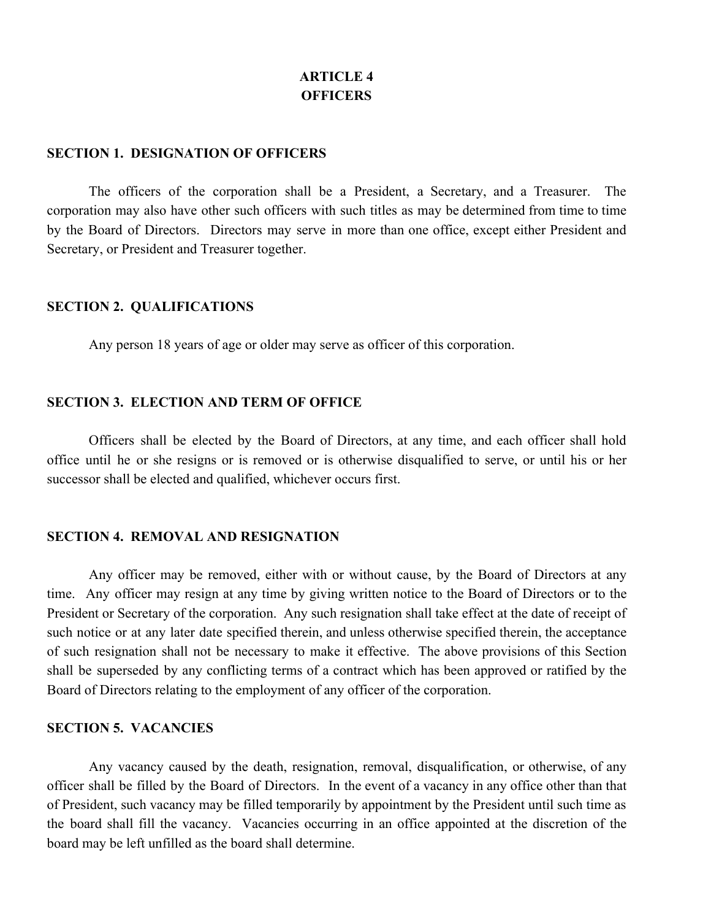# ARTICLE 4
# OFFICERS

## SECTION 1. DESIGNATION OF OFFICERS

The officers of the corporation shall be a President, a Secretary, and a Treasurer. The corporation may also have other such officers with such titles as may be determined from time to time by the Board of Directors. Directors may serve in more than one office, except either President and Secretary, or President and Treasurer together.

## SECTION 2. QUALIFICATIONS

Any person 18 years of age or older may serve as officer of this corporation.

## SECTION 3. ELECTION AND TERM OF OFFICE

Officers shall be elected by the Board of Directors, at any time, and each officer shall hold office until he or she resigns or is removed or is otherwise disqualified to serve, or until his or her successor shall be elected and qualified, whichever occurs first.

## SECTION 4. REMOVAL AND RESIGNATION

Any officer may be removed, either with or without cause, by the Board of Directors at any time. Any officer may resign at any time by giving written notice to the Board of Directors or to the President or Secretary of the corporation. Any such resignation shall take effect at the date of receipt of such notice or at any later date specified therein, and unless otherwise specified therein, the acceptance of such resignation shall not be necessary to make it effective. The above provisions of this Section shall be superseded by any conflicting terms of a contract which has been approved or ratified by the Board of Directors relating to the employment of any officer of the corporation.

## SECTION 5. VACANCIES

Any vacancy caused by the death, resignation, removal, disqualification, or otherwise, of any officer shall be filled by the Board of Directors. In the event of a vacancy in any office other than that of President, such vacancy may be filled temporarily by appointment by the President until such time as the board shall fill the vacancy. Vacancies occurring in an office appointed at the discretion of the board may be left unfilled as the board shall determine.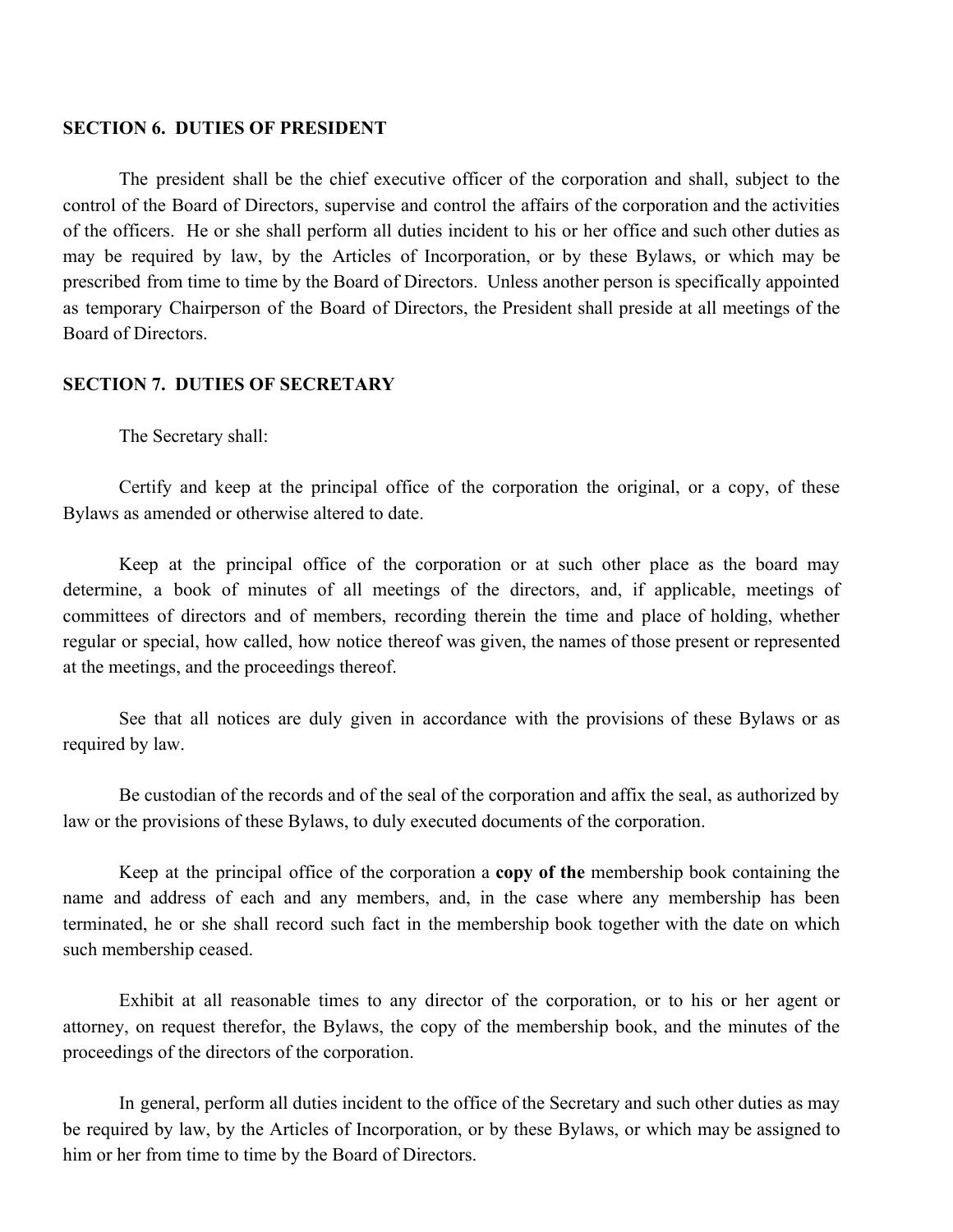**SECTION 6. DUTIES OF PRESIDENT**

The president shall be the chief executive officer of the corporation and shall, subject to the control of the Board of Directors, supervise and control the affairs of the corporation and the activities of the officers. He or she shall perform all duties incident to his or her office and such other duties as may be required by law, by the Articles of Incorporation, or by these Bylaws, or which may be prescribed from time to time by the Board of Directors. Unless another person is specifically appointed as temporary Chairperson of the Board of Directors, the President shall preside at all meetings of the Board of Directors.

**SECTION 7. DUTIES OF SECRETARY**

The Secretary shall:

Certify and keep at the principal office of the corporation the original, or a copy, of these Bylaws as amended or otherwise altered to date.

Keep at the principal office of the corporation or at such other place as the board may determine, a book of minutes of all meetings of the directors, and, if applicable, meetings of committees of directors and of members, recording therein the time and place of holding, whether regular or special, how called, how notice thereof was given, the names of those present or represented at the meetings, and the proceedings thereof.

See that all notices are duly given in accordance with the provisions of these Bylaws or as required by law.

Be custodian of the records and of the seal of the corporation and affix the seal, as authorized by law or the provisions of these Bylaws, to duly executed documents of the corporation.

Keep at the principal office of the corporation a **copy of the** membership book containing the name and address of each and any members, and, in the case where any membership has been terminated, he or she shall record such fact in the membership book together with the date on which such membership ceased.

Exhibit at all reasonable times to any director of the corporation, or to his or her agent or attorney, on request therefor, the Bylaws, the copy of the membership book, and the minutes of the proceedings of the directors of the corporation.

In general, perform all duties incident to the office of the Secretary and such other duties as may be required by law, by the Articles of Incorporation, or by these Bylaws, or which may be assigned to him or her from time to time by the Board of Directors.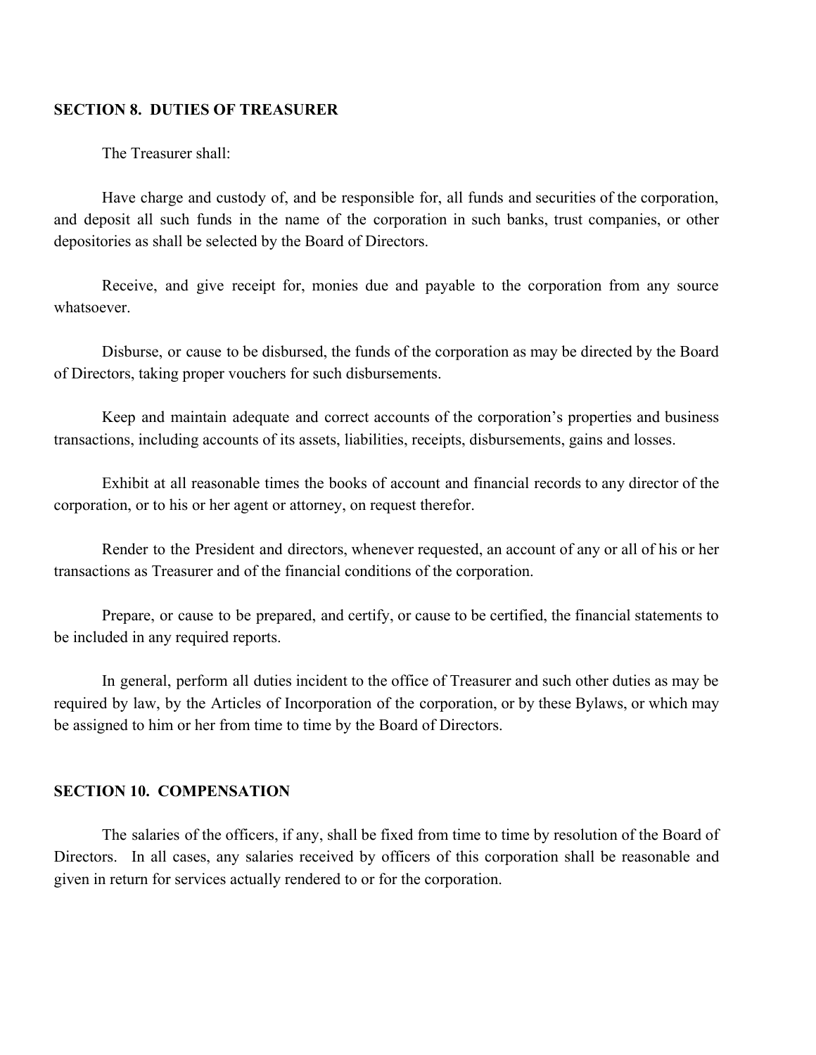**SECTION 8. DUTIES OF TREASURER**

The Treasurer shall:

Have charge and custody of, and be responsible for, all funds and securities of the corporation, and deposit all such funds in the name of the corporation in such banks, trust companies, or other depositories as shall be selected by the Board of Directors.

Receive, and give receipt for, monies due and payable to the corporation from any source whatsoever.

Disburse, or cause to be disbursed, the funds of the corporation as may be directed by the Board of Directors, taking proper vouchers for such disbursements.

Keep and maintain adequate and correct accounts of the corporation's properties and business transactions, including accounts of its assets, liabilities, receipts, disbursements, gains and losses.

Exhibit at all reasonable times the books of account and financial records to any director of the corporation, or to his or her agent or attorney, on request therefor.

Render to the President and directors, whenever requested, an account of any or all of his or her transactions as Treasurer and of the financial conditions of the corporation.

Prepare, or cause to be prepared, and certify, or cause to be certified, the financial statements to be included in any required reports.

In general, perform all duties incident to the office of Treasurer and such other duties as may be required by law, by the Articles of Incorporation of the corporation, or by these Bylaws, or which may be assigned to him or her from time to time by the Board of Directors.

**SECTION 10. COMPENSATION**

The salaries of the officers, if any, shall be fixed from time to time by resolution of the Board of Directors. In all cases, any salaries received by officers of this corporation shall be reasonable and given in return for services actually rendered to or for the corporation.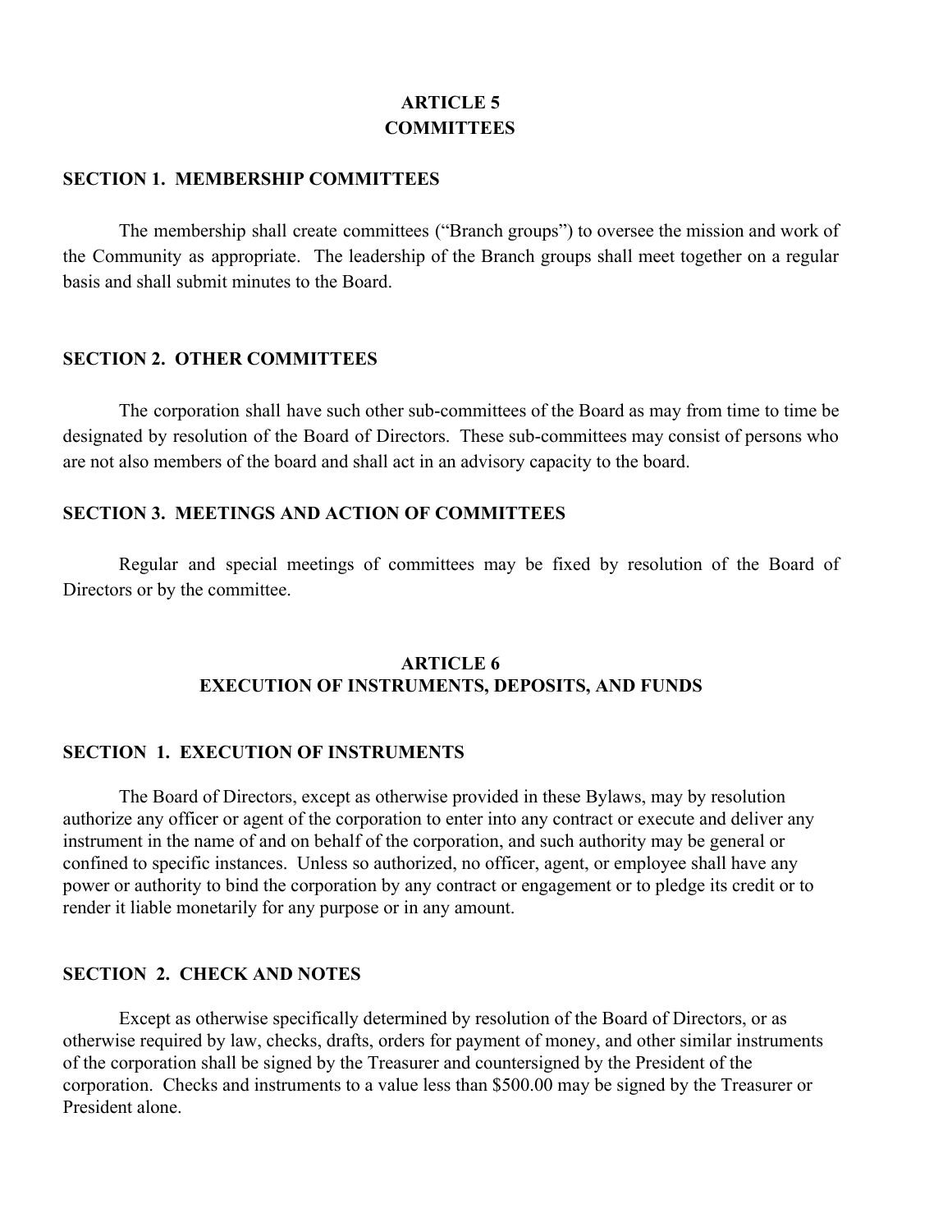## ARTICLE 5
## COMMITTEES

### SECTION 1. MEMBERSHIP COMMITTEES

The membership shall create committees ("Branch groups") to oversee the mission and work of the Community as appropriate. The leadership of the Branch groups shall meet together on a regular basis and shall submit minutes to the Board.

### SECTION 2. OTHER COMMITTEES

The corporation shall have such other sub-committees of the Board as may from time to time be designated by resolution of the Board of Directors. These sub-committees may consist of persons who are not also members of the board and shall act in an advisory capacity to the board.

### SECTION 3. MEETINGS AND ACTION OF COMMITTEES

Regular and special meetings of committees may be fixed by resolution of the Board of Directors or by the committee.

## ARTICLE 6
## EXECUTION OF INSTRUMENTS, DEPOSITS, AND FUNDS

### SECTION 1. EXECUTION OF INSTRUMENTS

The Board of Directors, except as otherwise provided in these Bylaws, may by resolution authorize any officer or agent of the corporation to enter into any contract or execute and deliver any instrument in the name of and on behalf of the corporation, and such authority may be general or confined to specific instances. Unless so authorized, no officer, agent, or employee shall have any power or authority to bind the corporation by any contract or engagement or to pledge its credit or to render it liable monetarily for any purpose or in any amount.

### SECTION 2. CHECK AND NOTES

Except as otherwise specifically determined by resolution of the Board of Directors, or as otherwise required by law, checks, drafts, orders for payment of money, and other similar instruments of the corporation shall be signed by the Treasurer and countersigned by the President of the corporation. Checks and instruments to a value less than $500.00 may be signed by the Treasurer or President alone.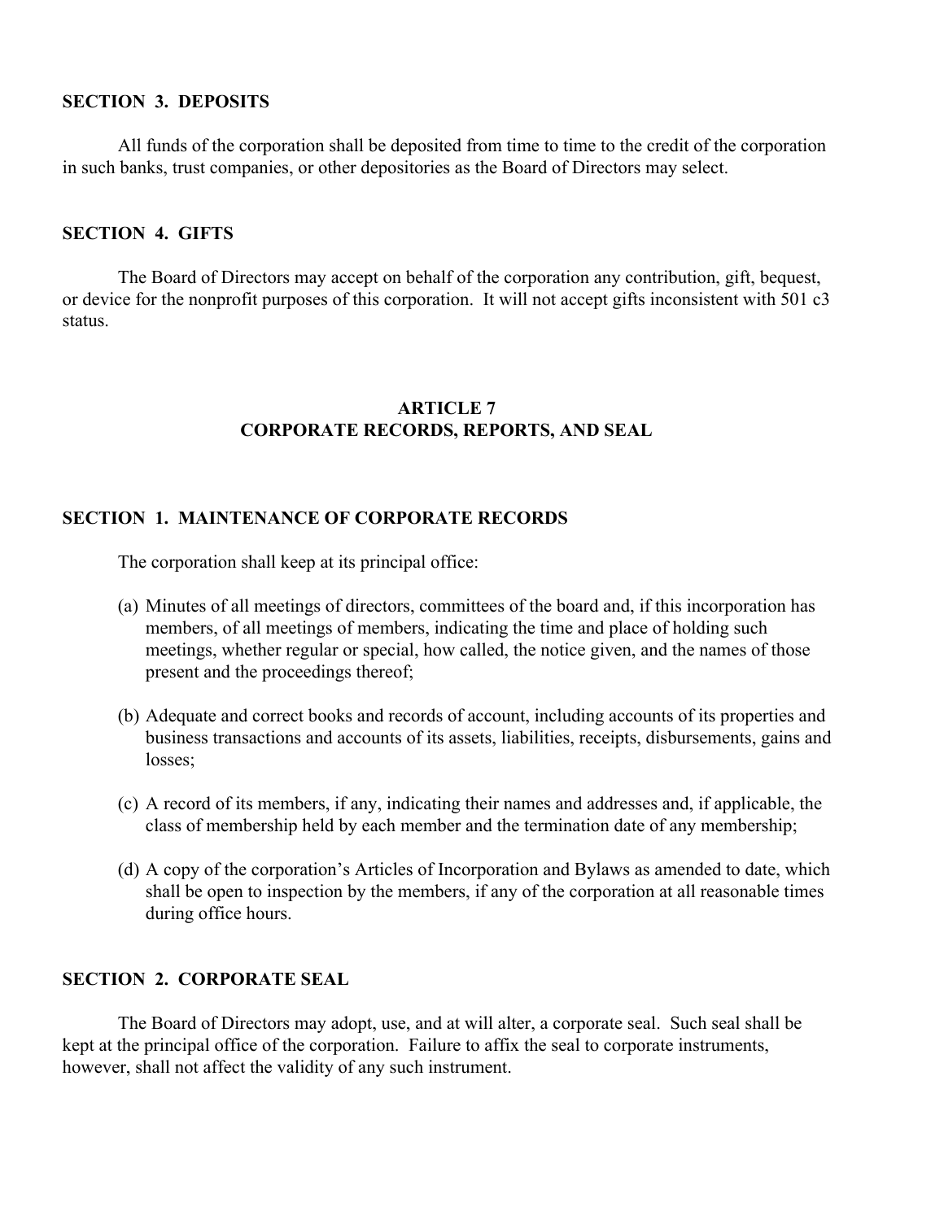**SECTION 3. DEPOSITS**

All funds of the corporation shall be deposited from time to time to the credit of the corporation in such banks, trust companies, or other depositories as the Board of Directors may select.

**SECTION 4. GIFTS**

The Board of Directors may accept on behalf of the corporation any contribution, gift, bequest, or device for the nonprofit purposes of this corporation. It will not accept gifts inconsistent with 501 c3 status.

## ARTICLE 7
## CORPORATE RECORDS, REPORTS, AND SEAL

**SECTION 1. MAINTENANCE OF CORPORATE RECORDS**

The corporation shall keep at its principal office:

(a) Minutes of all meetings of directors, committees of the board and, if this incorporation has members, of all meetings of members, indicating the time and place of holding such meetings, whether regular or special, how called, the notice given, and the names of those present and the proceedings thereof;

(b) Adequate and correct books and records of account, including accounts of its properties and business transactions and accounts of its assets, liabilities, receipts, disbursements, gains and losses;

(c) A record of its members, if any, indicating their names and addresses and, if applicable, the class of membership held by each member and the termination date of any membership;

(d) A copy of the corporation's Articles of Incorporation and Bylaws as amended to date, which shall be open to inspection by the members, if any of the corporation at all reasonable times during office hours.

**SECTION 2. CORPORATE SEAL**

The Board of Directors may adopt, use, and at will alter, a corporate seal. Such seal shall be kept at the principal office of the corporation. Failure to affix the seal to corporate instruments, however, shall not affect the validity of any such instrument.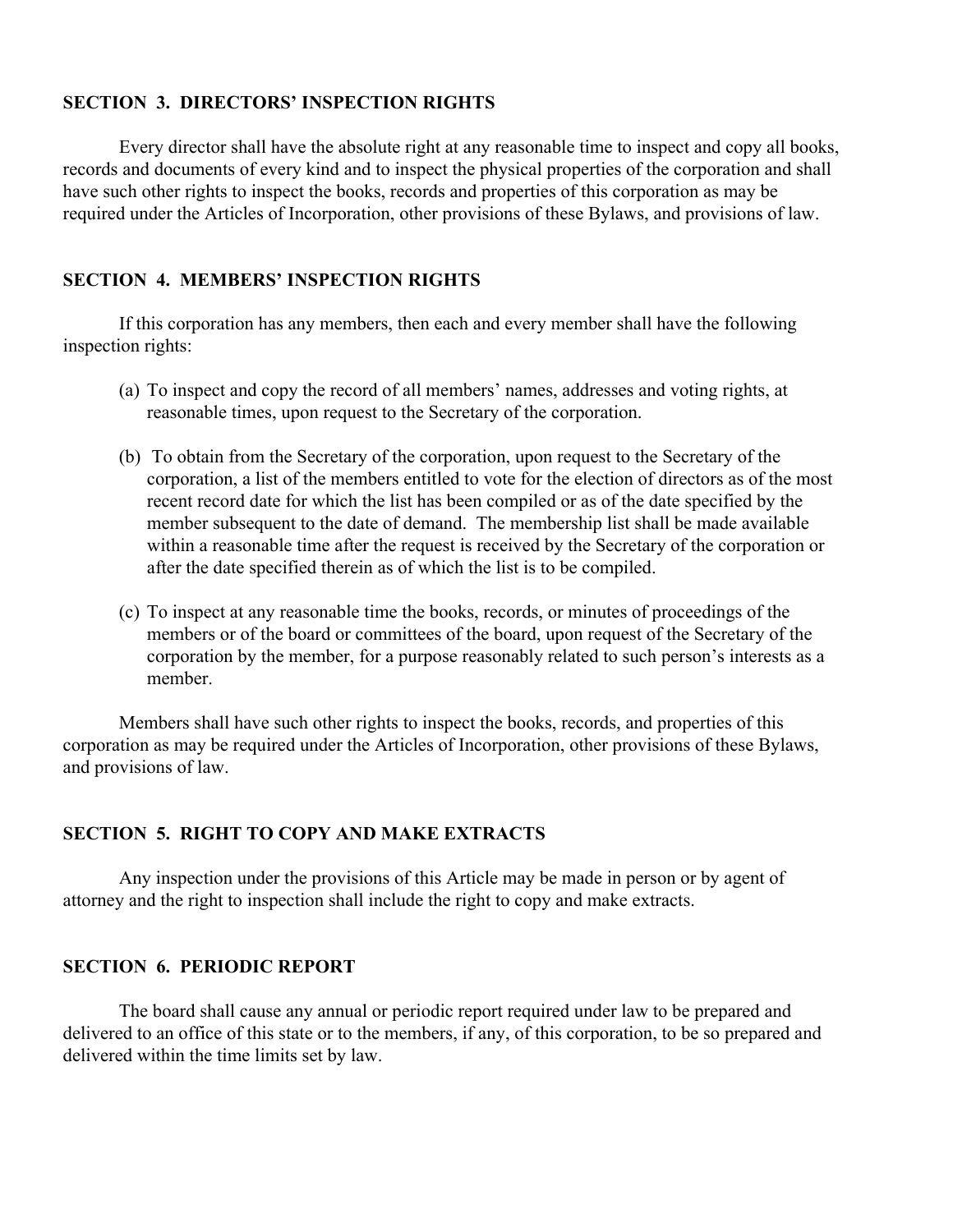**SECTION 3. DIRECTORS' INSPECTION RIGHTS**

Every director shall have the absolute right at any reasonable time to inspect and copy all books, records and documents of every kind and to inspect the physical properties of the corporation and shall have such other rights to inspect the books, records and properties of this corporation as may be required under the Articles of Incorporation, other provisions of these Bylaws, and provisions of law.

**SECTION 4. MEMBERS' INSPECTION RIGHTS**

If this corporation has any members, then each and every member shall have the following inspection rights:

(a) To inspect and copy the record of all members' names, addresses and voting rights, at reasonable times, upon request to the Secretary of the corporation.

(b) To obtain from the Secretary of the corporation, upon request to the Secretary of the corporation, a list of the members entitled to vote for the election of directors as of the most recent record date for which the list has been compiled or as of the date specified by the member subsequent to the date of demand. The membership list shall be made available within a reasonable time after the request is received by the Secretary of the corporation or after the date specified therein as of which the list is to be compiled.

(c) To inspect at any reasonable time the books, records, or minutes of proceedings of the members or of the board or committees of the board, upon request of the Secretary of the corporation by the member, for a purpose reasonably related to such person's interests as a member.

Members shall have such other rights to inspect the books, records, and properties of this corporation as may be required under the Articles of Incorporation, other provisions of these Bylaws, and provisions of law.

**SECTION 5. RIGHT TO COPY AND MAKE EXTRACTS**

Any inspection under the provisions of this Article may be made in person or by agent of attorney and the right to inspection shall include the right to copy and make extracts.

**SECTION 6. PERIODIC REPORT**

The board shall cause any annual or periodic report required under law to be prepared and delivered to an office of this state or to the members, if any, of this corporation, to be so prepared and delivered within the time limits set by law.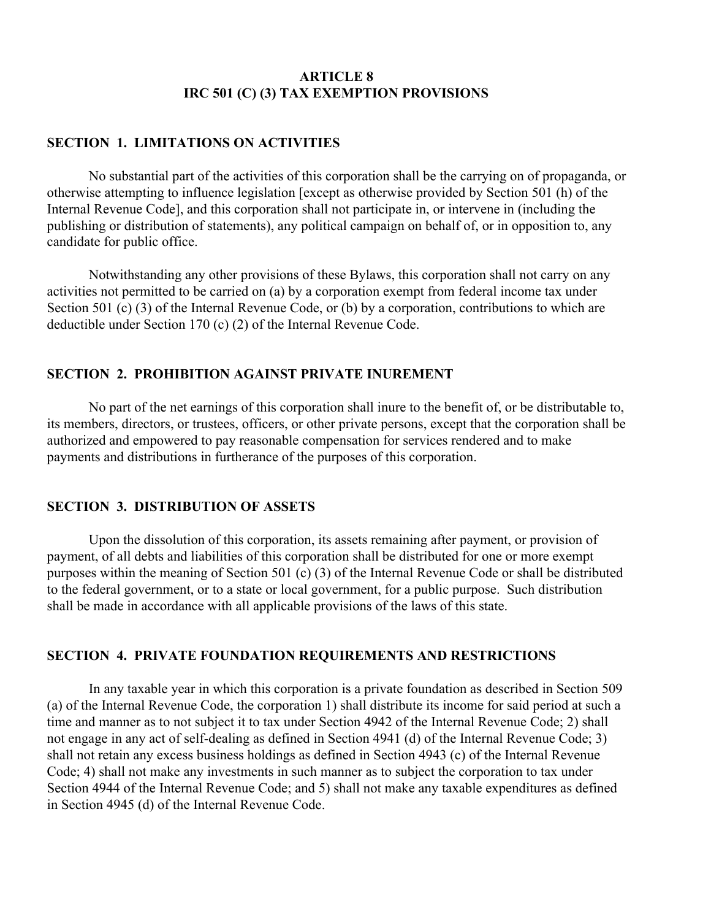# ARTICLE 8
# IRC 501 (C) (3) TAX EXEMPTION PROVISIONS

## SECTION 1. LIMITATIONS ON ACTIVITIES

No substantial part of the activities of this corporation shall be the carrying on of propaganda, or otherwise attempting to influence legislation [except as otherwise provided by Section 501 (h) of the Internal Revenue Code], and this corporation shall not participate in, or intervene in (including the publishing or distribution of statements), any political campaign on behalf of, or in opposition to, any candidate for public office.

Notwithstanding any other provisions of these Bylaws, this corporation shall not carry on any activities not permitted to be carried on (a) by a corporation exempt from federal income tax under Section 501 (c) (3) of the Internal Revenue Code, or (b) by a corporation, contributions to which are deductible under Section 170 (c) (2) of the Internal Revenue Code.

## SECTION 2. PROHIBITION AGAINST PRIVATE INUREMENT

No part of the net earnings of this corporation shall inure to the benefit of, or be distributable to, its members, directors, or trustees, officers, or other private persons, except that the corporation shall be authorized and empowered to pay reasonable compensation for services rendered and to make payments and distributions in furtherance of the purposes of this corporation.

## SECTION 3. DISTRIBUTION OF ASSETS

Upon the dissolution of this corporation, its assets remaining after payment, or provision of payment, of all debts and liabilities of this corporation shall be distributed for one or more exempt purposes within the meaning of Section 501 (c) (3) of the Internal Revenue Code or shall be distributed to the federal government, or to a state or local government, for a public purpose. Such distribution shall be made in accordance with all applicable provisions of the laws of this state.

## SECTION 4. PRIVATE FOUNDATION REQUIREMENTS AND RESTRICTIONS

In any taxable year in which this corporation is a private foundation as described in Section 509 (a) of the Internal Revenue Code, the corporation 1) shall distribute its income for said period at such a time and manner as to not subject it to tax under Section 4942 of the Internal Revenue Code; 2) shall not engage in any act of self-dealing as defined in Section 4941 (d) of the Internal Revenue Code; 3) shall not retain any excess business holdings as defined in Section 4943 (c) of the Internal Revenue Code; 4) shall not make any investments in such manner as to subject the corporation to tax under Section 4944 of the Internal Revenue Code; and 5) shall not make any taxable expenditures as defined in Section 4945 (d) of the Internal Revenue Code.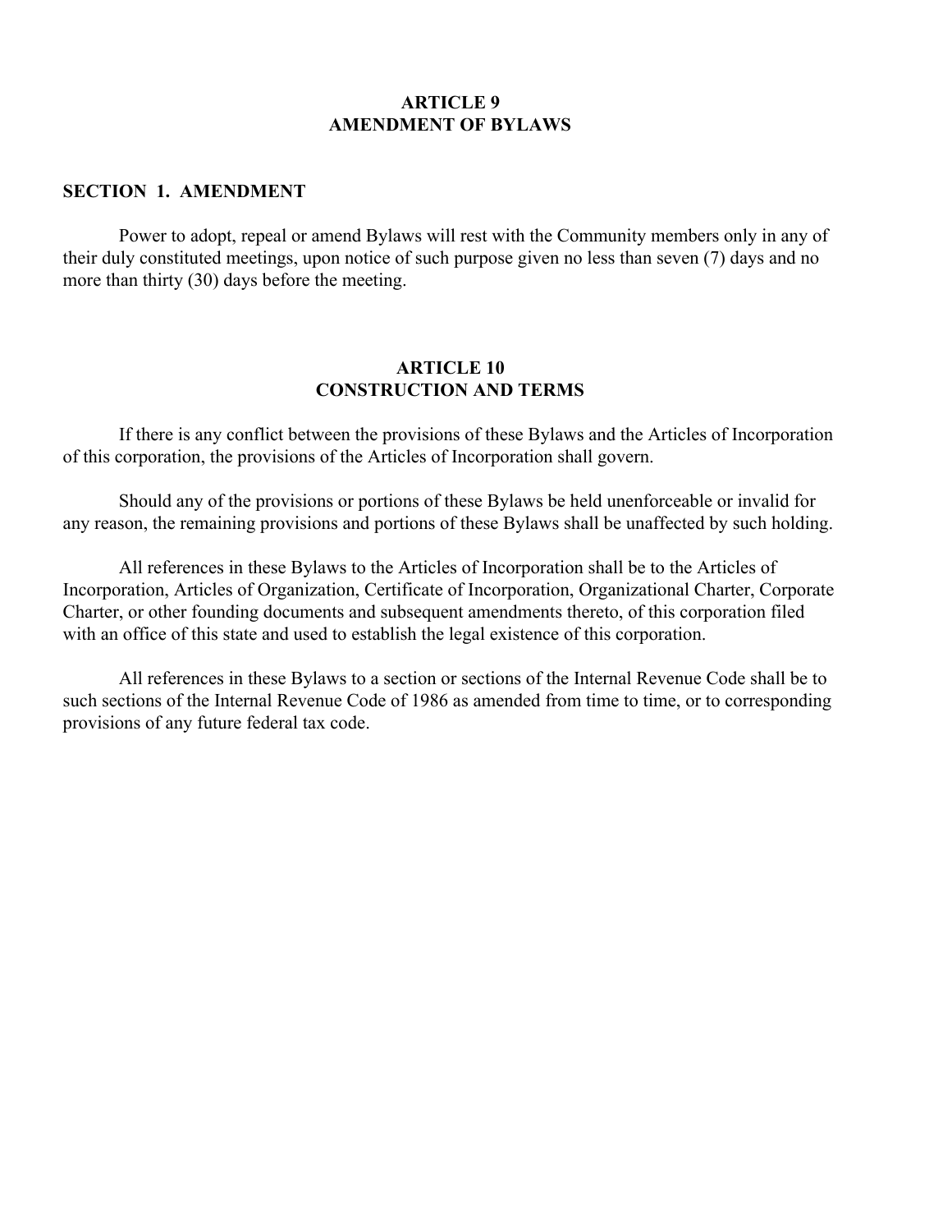## ARTICLE 9
## AMENDMENT OF BYLAWS

### SECTION 1. AMENDMENT

Power to adopt, repeal or amend Bylaws will rest with the Community members only in any of their duly constituted meetings, upon notice of such purpose given no less than seven (7) days and no more than thirty (30) days before the meeting.

## ARTICLE 10
## CONSTRUCTION AND TERMS

If there is any conflict between the provisions of these Bylaws and the Articles of Incorporation of this corporation, the provisions of the Articles of Incorporation shall govern.

Should any of the provisions or portions of these Bylaws be held unenforceable or invalid for any reason, the remaining provisions and portions of these Bylaws shall be unaffected by such holding.

All references in these Bylaws to the Articles of Incorporation shall be to the Articles of Incorporation, Articles of Organization, Certificate of Incorporation, Organizational Charter, Corporate Charter, or other founding documents and subsequent amendments thereto, of this corporation filed with an office of this state and used to establish the legal existence of this corporation.

All references in these Bylaws to a section or sections of the Internal Revenue Code shall be to such sections of the Internal Revenue Code of 1986 as amended from time to time, or to corresponding provisions of any future federal tax code.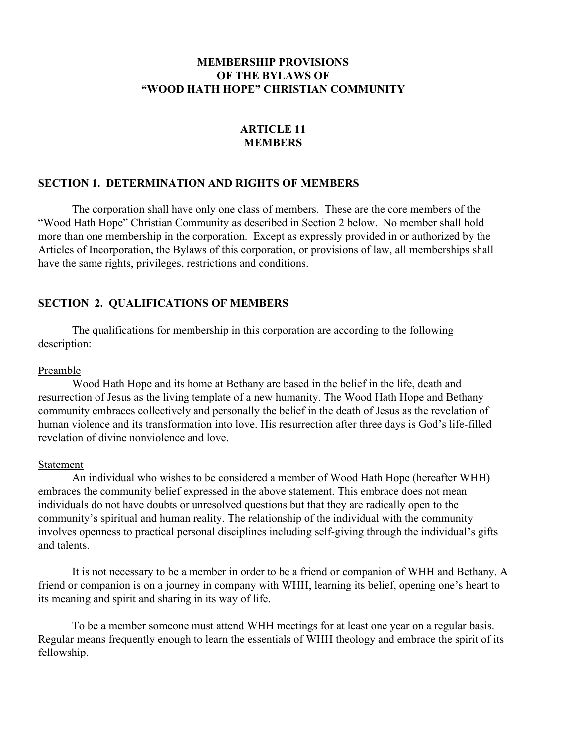# MEMBERSHIP PROVISIONS OF THE BYLAWS OF "WOOD HATH HOPE" CHRISTIAN COMMUNITY

## ARTICLE 11 MEMBERS

### SECTION 1. DETERMINATION AND RIGHTS OF MEMBERS

The corporation shall have only one class of members. These are the core members of the "Wood Hath Hope" Christian Community as described in Section 2 below. No member shall hold more than one membership in the corporation. Except as expressly provided in or authorized by the Articles of Incorporation, the Bylaws of this corporation, or provisions of law, all memberships shall have the same rights, privileges, restrictions and conditions.

### SECTION 2. QUALIFICATIONS OF MEMBERS

The qualifications for membership in this corporation are according to the following description:

Preamble

Wood Hath Hope and its home at Bethany are based in the belief in the life, death and resurrection of Jesus as the living template of a new humanity. The Wood Hath Hope and Bethany community embraces collectively and personally the belief in the death of Jesus as the revelation of human violence and its transformation into love. His resurrection after three days is God's life-filled revelation of divine nonviolence and love.

Statement

An individual who wishes to be considered a member of Wood Hath Hope (hereafter WHH) embraces the community belief expressed in the above statement. This embrace does not mean individuals do not have doubts or unresolved questions but that they are radically open to the community's spiritual and human reality. The relationship of the individual with the community involves openness to practical personal disciplines including self-giving through the individual's gifts and talents.

It is not necessary to be a member in order to be a friend or companion of WHH and Bethany. A friend or companion is on a journey in company with WHH, learning its belief, opening one's heart to its meaning and spirit and sharing in its way of life.

To be a member someone must attend WHH meetings for at least one year on a regular basis. Regular means frequently enough to learn the essentials of WHH theology and embrace the spirit of its fellowship.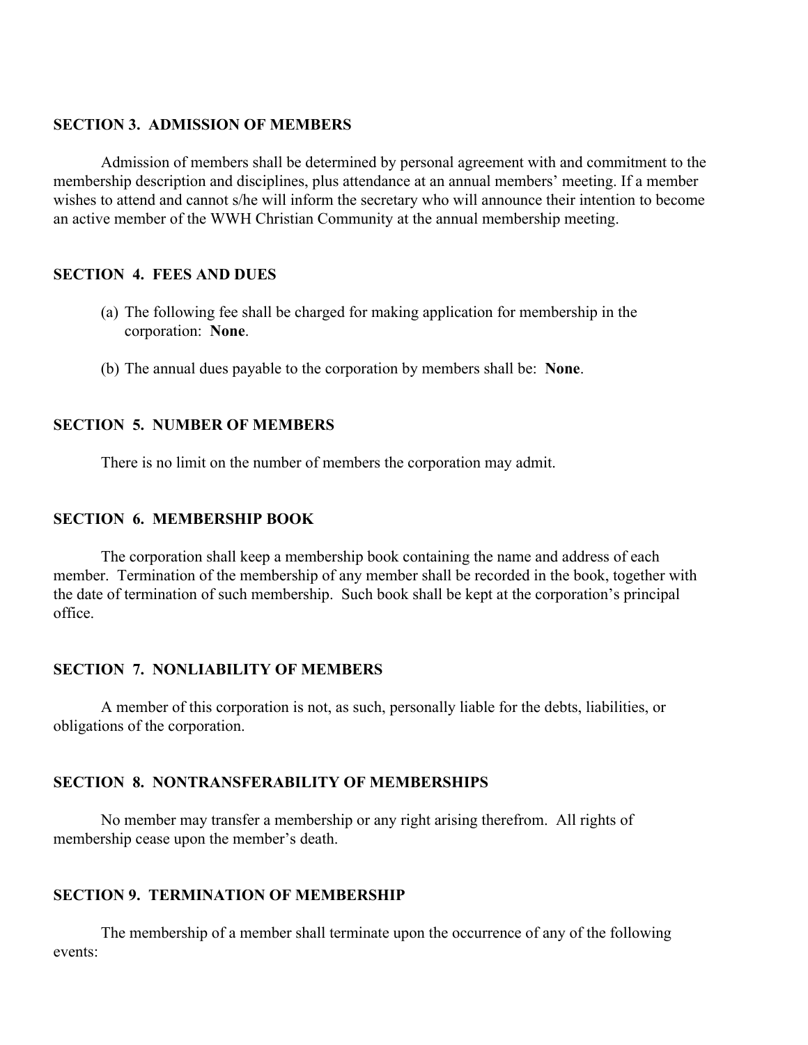**SECTION 3. ADMISSION OF MEMBERS**

Admission of members shall be determined by personal agreement with and commitment to the membership description and disciplines, plus attendance at an annual members' meeting. If a member wishes to attend and cannot s/he will inform the secretary who will announce their intention to become an active member of the WWH Christian Community at the annual membership meeting.

**SECTION 4. FEES AND DUES**

(a) The following fee shall be charged for making application for membership in the corporation: **None**.

(b) The annual dues payable to the corporation by members shall be: **None**.

**SECTION 5. NUMBER OF MEMBERS**

There is no limit on the number of members the corporation may admit.

**SECTION 6. MEMBERSHIP BOOK**

The corporation shall keep a membership book containing the name and address of each member. Termination of the membership of any member shall be recorded in the book, together with the date of termination of such membership. Such book shall be kept at the corporation's principal office.

**SECTION 7. NONLIABILITY OF MEMBERS**

A member of this corporation is not, as such, personally liable for the debts, liabilities, or obligations of the corporation.

**SECTION 8. NONTRANSFERABILITY OF MEMBERSHIPS**

No member may transfer a membership or any right arising therefrom. All rights of membership cease upon the member's death.

**SECTION 9. TERMINATION OF MEMBERSHIP**

The membership of a member shall terminate upon the occurrence of any of the following events: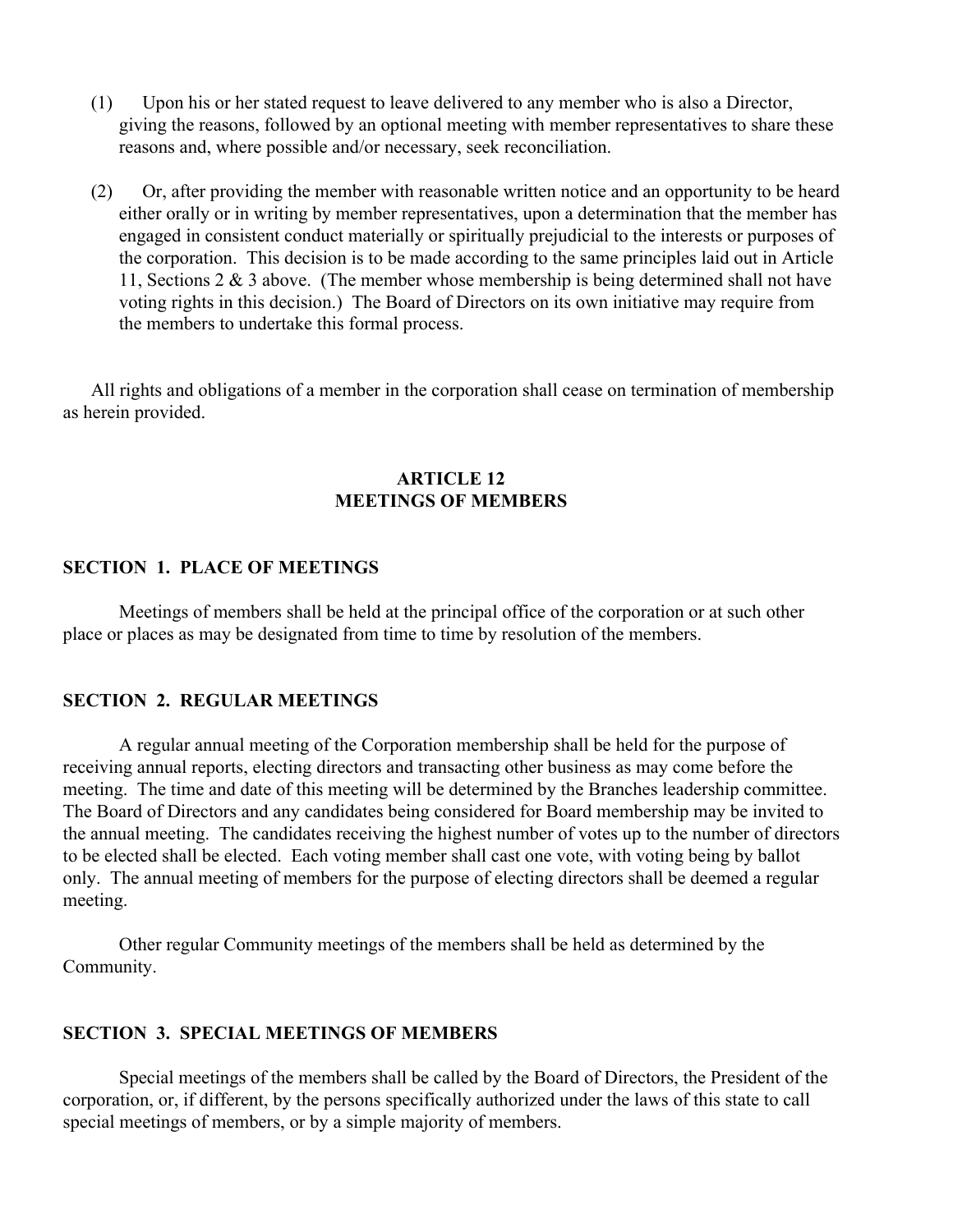(1) Upon his or her stated request to leave delivered to any member who is also a Director, giving the reasons, followed by an optional meeting with member representatives to share these reasons and, where possible and/or necessary, seek reconciliation.

(2) Or, after providing the member with reasonable written notice and an opportunity to be heard either orally or in writing by member representatives, upon a determination that the member has engaged in consistent conduct materially or spiritually prejudicial to the interests or purposes of the corporation. This decision is to be made according to the same principles laid out in Article 11, Sections 2 & 3 above. (The member whose membership is being determined shall not have voting rights in this decision.) The Board of Directors on its own initiative may require from the members to undertake this formal process.

All rights and obligations of a member in the corporation shall cease on termination of membership as herein provided.

## ARTICLE 12
## MEETINGS OF MEMBERS

### SECTION 1. PLACE OF MEETINGS

Meetings of members shall be held at the principal office of the corporation or at such other place or places as may be designated from time to time by resolution of the members.

### SECTION 2. REGULAR MEETINGS

A regular annual meeting of the Corporation membership shall be held for the purpose of receiving annual reports, electing directors and transacting other business as may come before the meeting. The time and date of this meeting will be determined by the Branches leadership committee. The Board of Directors and any candidates being considered for Board membership may be invited to the annual meeting. The candidates receiving the highest number of votes up to the number of directors to be elected shall be elected. Each voting member shall cast one vote, with voting being by ballot only. The annual meeting of members for the purpose of electing directors shall be deemed a regular meeting.

Other regular Community meetings of the members shall be held as determined by the Community.

### SECTION 3. SPECIAL MEETINGS OF MEMBERS

Special meetings of the members shall be called by the Board of Directors, the President of the corporation, or, if different, by the persons specifically authorized under the laws of this state to call special meetings of members, or by a simple majority of members.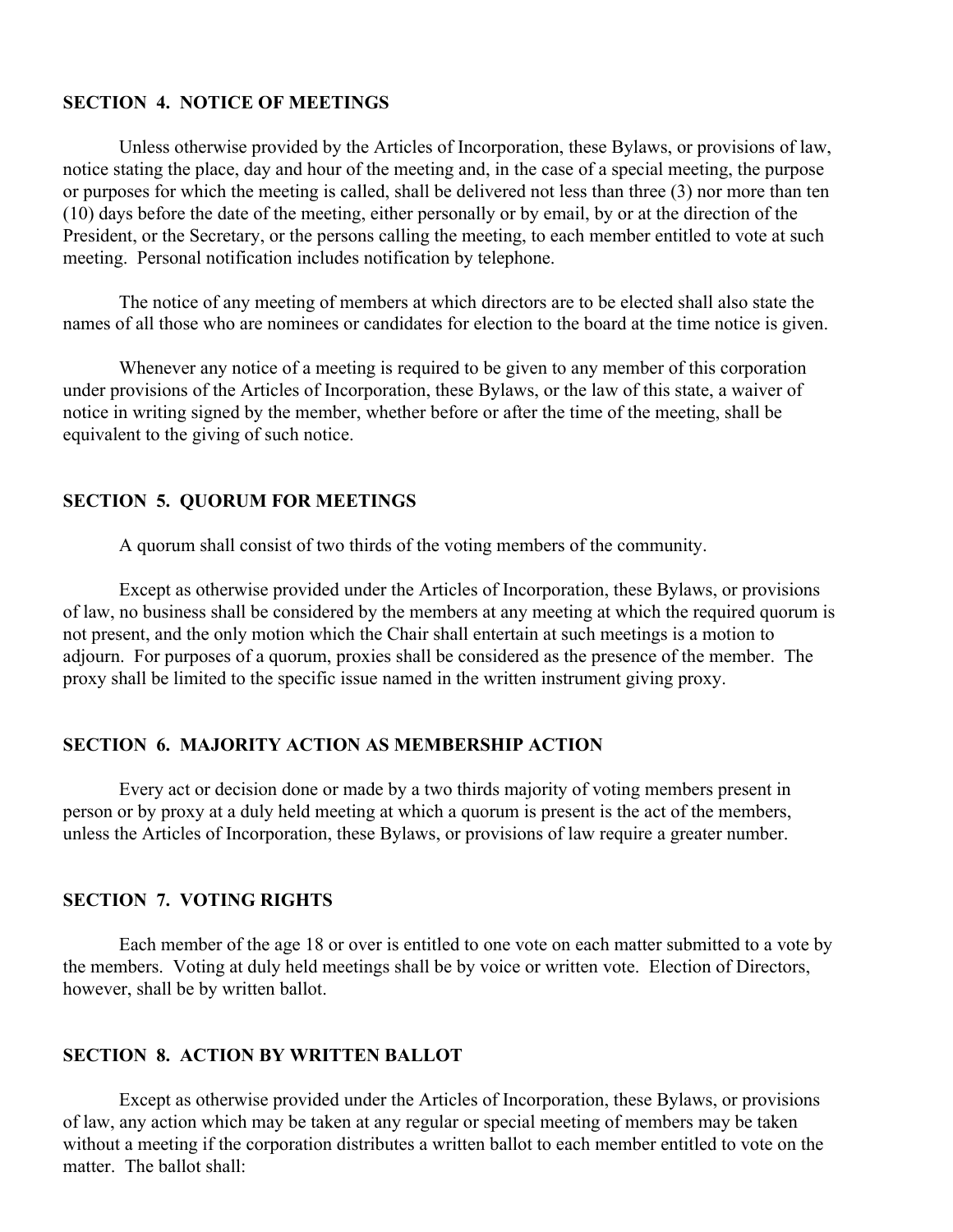**SECTION 4. NOTICE OF MEETINGS**

Unless otherwise provided by the Articles of Incorporation, these Bylaws, or provisions of law, notice stating the place, day and hour of the meeting and, in the case of a special meeting, the purpose or purposes for which the meeting is called, shall be delivered not less than three (3) nor more than ten (10) days before the date of the meeting, either personally or by email, by or at the direction of the President, or the Secretary, or the persons calling the meeting, to each member entitled to vote at such meeting. Personal notification includes notification by telephone.

The notice of any meeting of members at which directors are to be elected shall also state the names of all those who are nominees or candidates for election to the board at the time notice is given.

Whenever any notice of a meeting is required to be given to any member of this corporation under provisions of the Articles of Incorporation, these Bylaws, or the law of this state, a waiver of notice in writing signed by the member, whether before or after the time of the meeting, shall be equivalent to the giving of such notice.

**SECTION 5. QUORUM FOR MEETINGS**

A quorum shall consist of two thirds of the voting members of the community.

Except as otherwise provided under the Articles of Incorporation, these Bylaws, or provisions of law, no business shall be considered by the members at any meeting at which the required quorum is not present, and the only motion which the Chair shall entertain at such meetings is a motion to adjourn. For purposes of a quorum, proxies shall be considered as the presence of the member. The proxy shall be limited to the specific issue named in the written instrument giving proxy.

**SECTION 6. MAJORITY ACTION AS MEMBERSHIP ACTION**

Every act or decision done or made by a two thirds majority of voting members present in person or by proxy at a duly held meeting at which a quorum is present is the act of the members, unless the Articles of Incorporation, these Bylaws, or provisions of law require a greater number.

**SECTION 7. VOTING RIGHTS**

Each member of the age 18 or over is entitled to one vote on each matter submitted to a vote by the members. Voting at duly held meetings shall be by voice or written vote. Election of Directors, however, shall be by written ballot.

**SECTION 8. ACTION BY WRITTEN BALLOT**

Except as otherwise provided under the Articles of Incorporation, these Bylaws, or provisions of law, any action which may be taken at any regular or special meeting of members may be taken without a meeting if the corporation distributes a written ballot to each member entitled to vote on the matter. The ballot shall: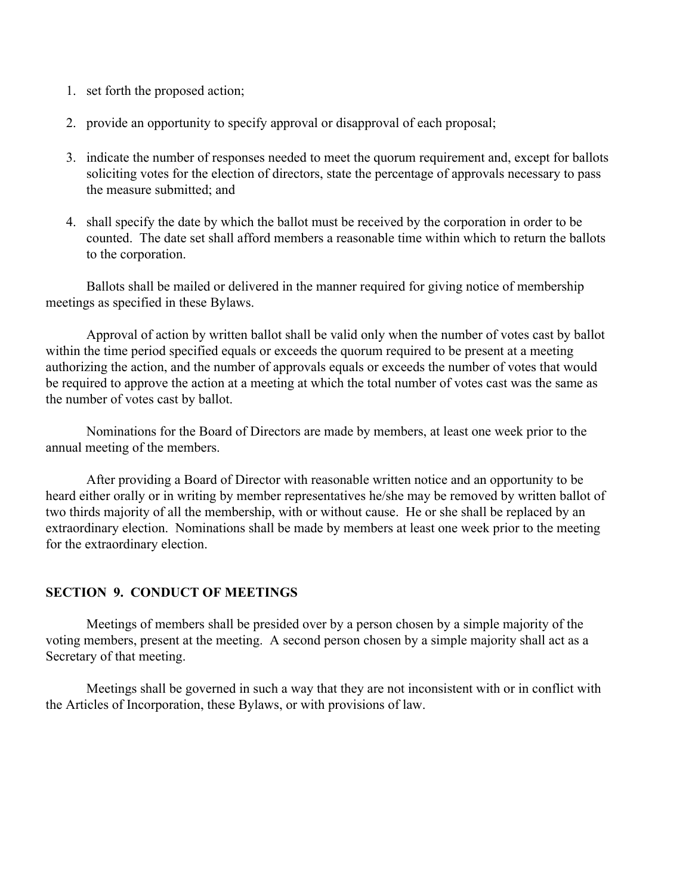1. set forth the proposed action;

2. provide an opportunity to specify approval or disapproval of each proposal;

3. indicate the number of responses needed to meet the quorum requirement and, except for ballots soliciting votes for the election of directors, state the percentage of approvals necessary to pass the measure submitted; and

4. shall specify the date by which the ballot must be received by the corporation in order to be counted. The date set shall afford members a reasonable time within which to return the ballots to the corporation.

Ballots shall be mailed or delivered in the manner required for giving notice of membership meetings as specified in these Bylaws.

Approval of action by written ballot shall be valid only when the number of votes cast by ballot within the time period specified equals or exceeds the quorum required to be present at a meeting authorizing the action, and the number of approvals equals or exceeds the number of votes that would be required to approve the action at a meeting at which the total number of votes cast was the same as the number of votes cast by ballot.

Nominations for the Board of Directors are made by members, at least one week prior to the annual meeting of the members.

After providing a Board of Director with reasonable written notice and an opportunity to be heard either orally or in writing by member representatives he/she may be removed by written ballot of two thirds majority of all the membership, with or without cause. He or she shall be replaced by an extraordinary election. Nominations shall be made by members at least one week prior to the meeting for the extraordinary election.

## SECTION 9. CONDUCT OF MEETINGS

Meetings of members shall be presided over by a person chosen by a simple majority of the voting members, present at the meeting. A second person chosen by a simple majority shall act as a Secretary of that meeting.

Meetings shall be governed in such a way that they are not inconsistent with or in conflict with the Articles of Incorporation, these Bylaws, or with provisions of law.